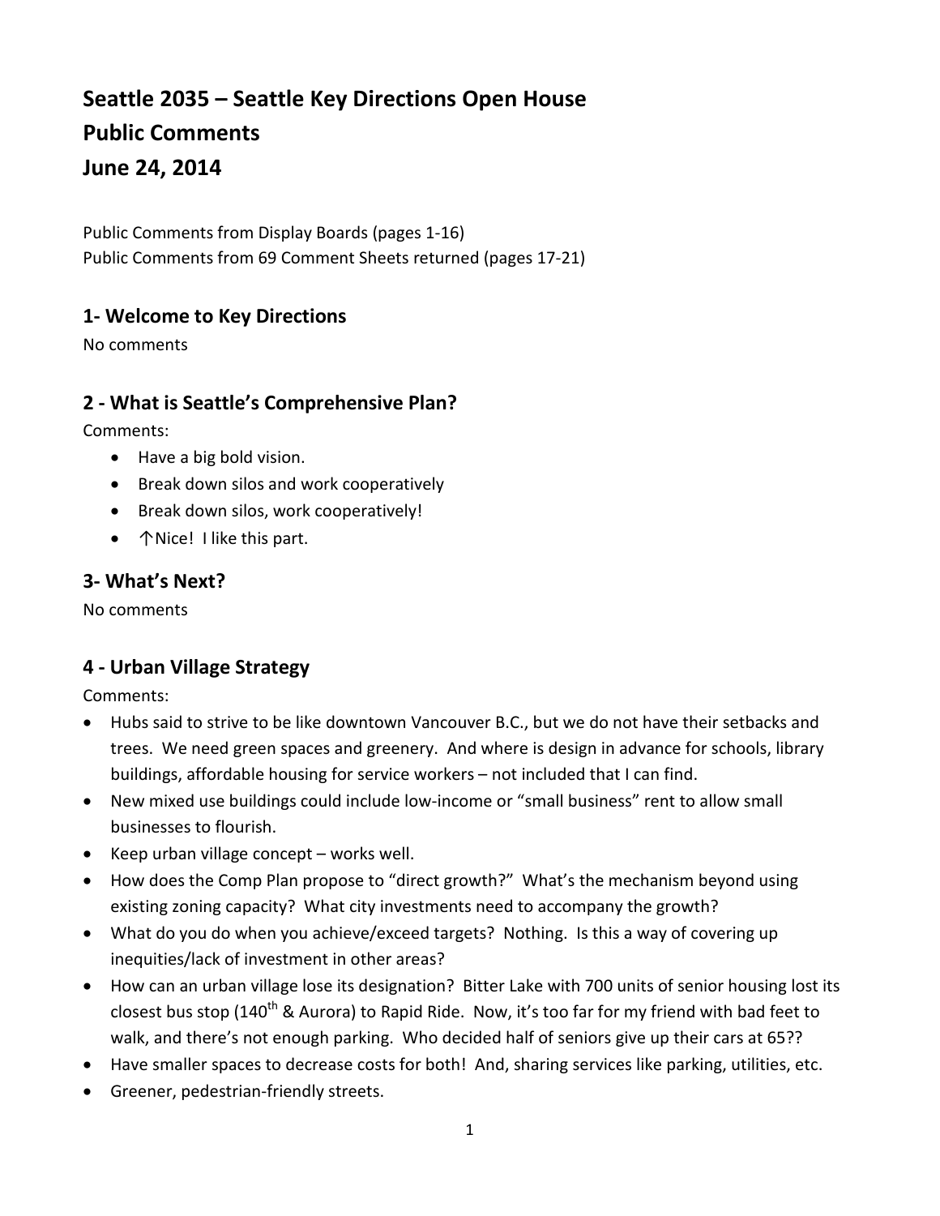# Seattle 2035 – Seattle Key Directions Open House
# Public Comments
# June 24, 2014

Public Comments from Display Boards (pages 1-16)
Public Comments from 69 Comment Sheets returned (pages 17-21)

## 1- Welcome to Key Directions

No comments

## 2 - What is Seattle's Comprehensive Plan?

Comments:

- Have a big bold vision.
- Break down silos and work cooperatively
- Break down silos, work cooperatively!
- ↑Nice! I like this part.

## 3- What's Next?

No comments

## 4 - Urban Village Strategy

Comments:

- Hubs said to strive to be like downtown Vancouver B.C., but we do not have their setbacks and trees. We need green spaces and greenery. And where is design in advance for schools, library buildings, affordable housing for service workers – not included that I can find.
- New mixed use buildings could include low-income or "small business" rent to allow small businesses to flourish.
- Keep urban village concept – works well.
- How does the Comp Plan propose to "direct growth?" What's the mechanism beyond using existing zoning capacity? What city investments need to accompany the growth?
- What do you do when you achieve/exceed targets? Nothing. Is this a way of covering up inequities/lack of investment in other areas?
- How can an urban village lose its designation? Bitter Lake with 700 units of senior housing lost its closest bus stop (140th & Aurora) to Rapid Ride. Now, it's too far for my friend with bad feet to walk, and there's not enough parking. Who decided half of seniors give up their cars at 65??
- Have smaller spaces to decrease costs for both! And, sharing services like parking, utilities, etc.
- Greener, pedestrian-friendly streets.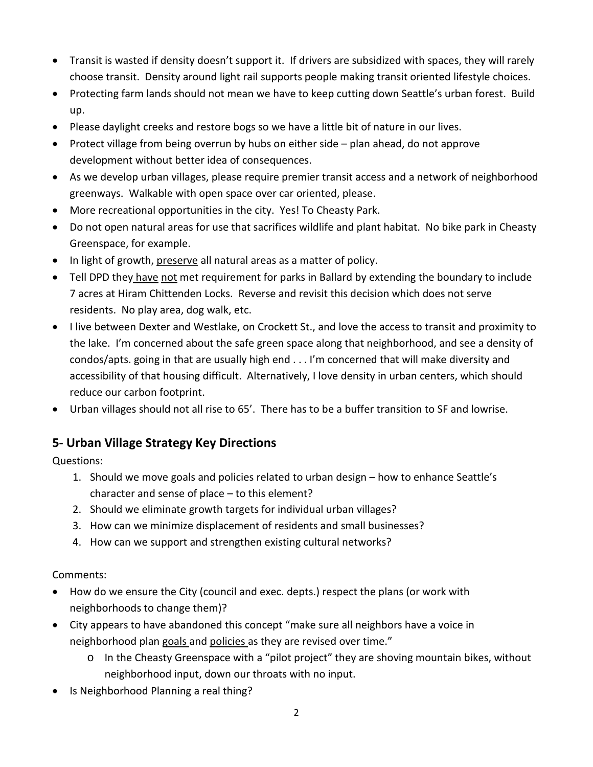- Transit is wasted if density doesn't support it. If drivers are subsidized with spaces, they will rarely choose transit. Density around light rail supports people making transit oriented lifestyle choices.
- Protecting farm lands should not mean we have to keep cutting down Seattle's urban forest. Build up.
- Please daylight creeks and restore bogs so we have a little bit of nature in our lives.
- Protect village from being overrun by hubs on either side – plan ahead, do not approve development without better idea of consequences.
- As we develop urban villages, please require premier transit access and a network of neighborhood greenways. Walkable with open space over car oriented, please.
- More recreational opportunities in the city. Yes! To Cheasty Park.
- Do not open natural areas for use that sacrifices wildlife and plant habitat. No bike park in Cheasty Greenspace, for example.
- In light of growth, <u>preserve</u> all natural areas as a matter of policy.
- Tell DPD they <u>have</u> <u>not</u> met requirement for parks in Ballard by extending the boundary to include 7 acres at Hiram Chittenden Locks. Reverse and revisit this decision which does not serve residents. No play area, dog walk, etc.
- I live between Dexter and Westlake, on Crockett St., and love the access to transit and proximity to the lake. I'm concerned about the safe green space along that neighborhood, and see a density of condos/apts. going in that are usually high end . . . I'm concerned that will make diversity and accessibility of that housing difficult. Alternatively, I love density in urban centers, which should reduce our carbon footprint.
- Urban villages should not all rise to 65'. There has to be a buffer transition to SF and lowrise.

## 5- Urban Village Strategy Key Directions

Questions:

1. Should we move goals and policies related to urban design – how to enhance Seattle's character and sense of place – to this element?
2. Should we eliminate growth targets for individual urban villages?
3. How can we minimize displacement of residents and small businesses?
4. How can we support and strengthen existing cultural networks?

Comments:

- How do we ensure the City (council and exec. depts.) respect the plans (or work with neighborhoods to change them)?
- City appears to have abandoned this concept "make sure all neighbors have a voice in neighborhood plan <u>goals</u> and <u>policies</u> as they are revised over time."
    - In the Cheasty Greenspace with a "pilot project" they are shoving mountain bikes, without neighborhood input, down our throats with no input.
- Is Neighborhood Planning a real thing?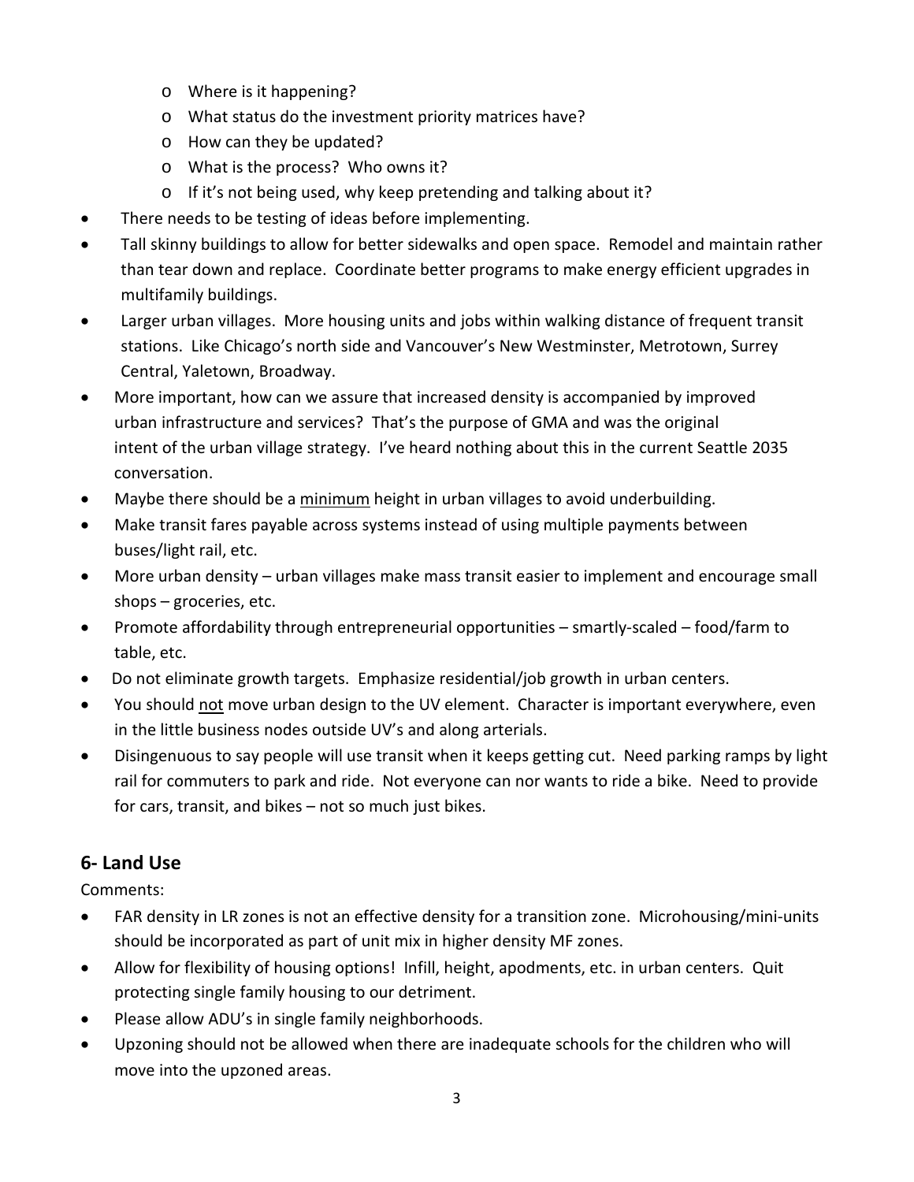- Where is it happening?
  - What status do the investment priority matrices have?
  - How can they be updated?
  - What is the process? Who owns it?
  - If it's not being used, why keep pretending and talking about it?
- There needs to be testing of ideas before implementing.
- Tall skinny buildings to allow for better sidewalks and open space. Remodel and maintain rather than tear down and replace. Coordinate better programs to make energy efficient upgrades in multifamily buildings.
- Larger urban villages. More housing units and jobs within walking distance of frequent transit stations. Like Chicago's north side and Vancouver's New Westminster, Metrotown, Surrey Central, Yaletown, Broadway.
- More important, how can we assure that increased density is accompanied by improved urban infrastructure and services? That's the purpose of GMA and was the original intent of the urban village strategy. I've heard nothing about this in the current Seattle 2035 conversation.
- Maybe there should be a <u>minimum</u> height in urban villages to avoid underbuilding.
- Make transit fares payable across systems instead of using multiple payments between buses/light rail, etc.
- More urban density – urban villages make mass transit easier to implement and encourage small shops – groceries, etc.
- Promote affordability through entrepreneurial opportunities – smartly-scaled – food/farm to table, etc.
- Do not eliminate growth targets. Emphasize residential/job growth in urban centers.
- You should <u>not</u> move urban design to the UV element. Character is important everywhere, even in the little business nodes outside UV's and along arterials.
- Disingenuous to say people will use transit when it keeps getting cut. Need parking ramps by light rail for commuters to park and ride. Not everyone can nor wants to ride a bike. Need to provide for cars, transit, and bikes – not so much just bikes.

## 6- Land Use

Comments:

- FAR density in LR zones is not an effective density for a transition zone. Microhousing/mini-units should be incorporated as part of unit mix in higher density MF zones.
- Allow for flexibility of housing options! Infill, height, apodments, etc. in urban centers. Quit protecting single family housing to our detriment.
- Please allow ADU's in single family neighborhoods.
- Upzoning should not be allowed when there are inadequate schools for the children who will move into the upzoned areas.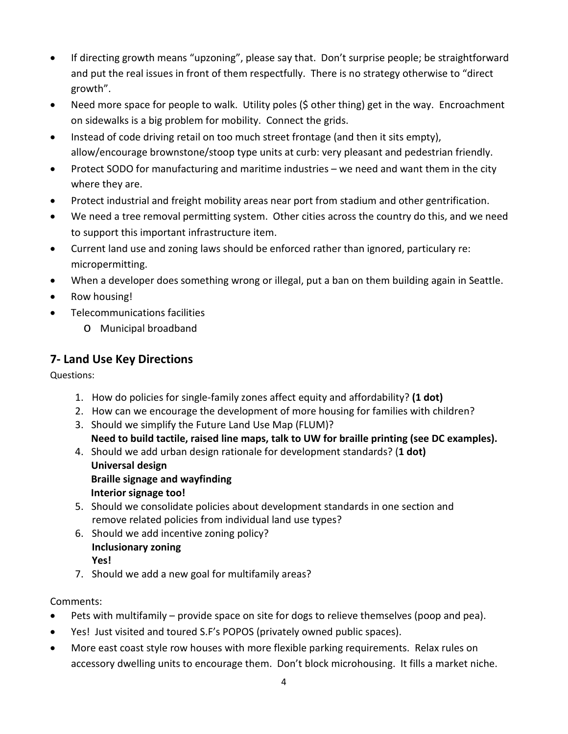- If directing growth means "upzoning", please say that. Don't surprise people; be straightforward and put the real issues in front of them respectfully. There is no strategy otherwise to "direct growth".
- Need more space for people to walk. Utility poles ($ other thing) get in the way. Encroachment on sidewalks is a big problem for mobility. Connect the grids.
- Instead of code driving retail on too much street frontage (and then it sits empty), allow/encourage brownstone/stoop type units at curb: very pleasant and pedestrian friendly.
- Protect SODO for manufacturing and maritime industries – we need and want them in the city where they are.
- Protect industrial and freight mobility areas near port from stadium and other gentrification.
- We need a tree removal permitting system. Other cities across the country do this, and we need to support this important infrastructure item.
- Current land use and zoning laws should be enforced rather than ignored, particulary re: micropermitting.
- When a developer does something wrong or illegal, put a ban on them building again in Seattle.
- Row housing!
- Telecommunications facilities
  - Municipal broadband

## 7- Land Use Key Directions

Questions:

1. How do policies for single-family zones affect equity and affordability? **(1 dot)**
2. How can we encourage the development of more housing for families with children?
3. Should we simplify the Future Land Use Map (FLUM)?
   **Need to build tactile, raised line maps, talk to UW for braille printing (see DC examples).**
4. Should we add urban design rationale for development standards? (**1 dot)**
   **Universal design**
   **Braille signage and wayfinding**
   **Interior signage too!**
5. Should we consolidate policies about development standards in one section and remove related policies from individual land use types?
6. Should we add incentive zoning policy?
   **Inclusionary zoning**
   **Yes!**
7. Should we add a new goal for multifamily areas?

Comments:

- Pets with multifamily – provide space on site for dogs to relieve themselves (poop and pea).
- Yes! Just visited and toured S.F's POPOS (privately owned public spaces).
- More east coast style row houses with more flexible parking requirements. Relax rules on accessory dwelling units to encourage them. Don't block microhousing. It fills a market niche.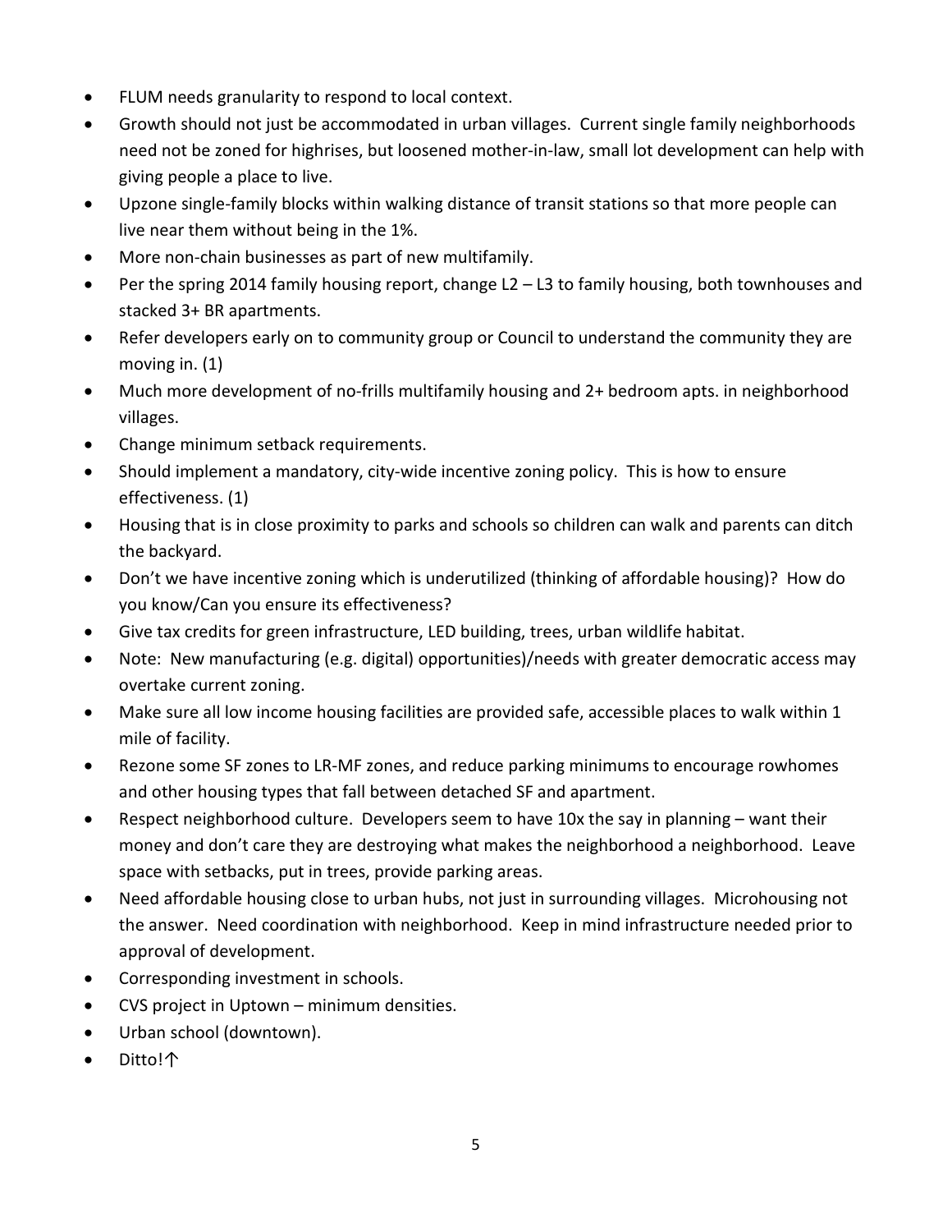- FLUM needs granularity to respond to local context.
- Growth should not just be accommodated in urban villages. Current single family neighborhoods need not be zoned for highrises, but loosened mother-in-law, small lot development can help with giving people a place to live.
- Upzone single-family blocks within walking distance of transit stations so that more people can live near them without being in the 1%.
- More non-chain businesses as part of new multifamily.
- Per the spring 2014 family housing report, change L2 – L3 to family housing, both townhouses and stacked 3+ BR apartments.
- Refer developers early on to community group or Council to understand the community they are moving in. (1)
- Much more development of no-frills multifamily housing and 2+ bedroom apts. in neighborhood villages.
- Change minimum setback requirements.
- Should implement a mandatory, city-wide incentive zoning policy. This is how to ensure effectiveness. (1)
- Housing that is in close proximity to parks and schools so children can walk and parents can ditch the backyard.
- Don't we have incentive zoning which is underutilized (thinking of affordable housing)? How do you know/Can you ensure its effectiveness?
- Give tax credits for green infrastructure, LED building, trees, urban wildlife habitat.
- Note: New manufacturing (e.g. digital) opportunities)/needs with greater democratic access may overtake current zoning.
- Make sure all low income housing facilities are provided safe, accessible places to walk within 1 mile of facility.
- Rezone some SF zones to LR-MF zones, and reduce parking minimums to encourage rowhomes and other housing types that fall between detached SF and apartment.
- Respect neighborhood culture. Developers seem to have 10x the say in planning – want their money and don't care they are destroying what makes the neighborhood a neighborhood. Leave space with setbacks, put in trees, provide parking areas.
- Need affordable housing close to urban hubs, not just in surrounding villages. Microhousing not the answer. Need coordination with neighborhood. Keep in mind infrastructure needed prior to approval of development.
- Corresponding investment in schools.
- CVS project in Uptown – minimum densities.
- Urban school (downtown).
- Ditto!↑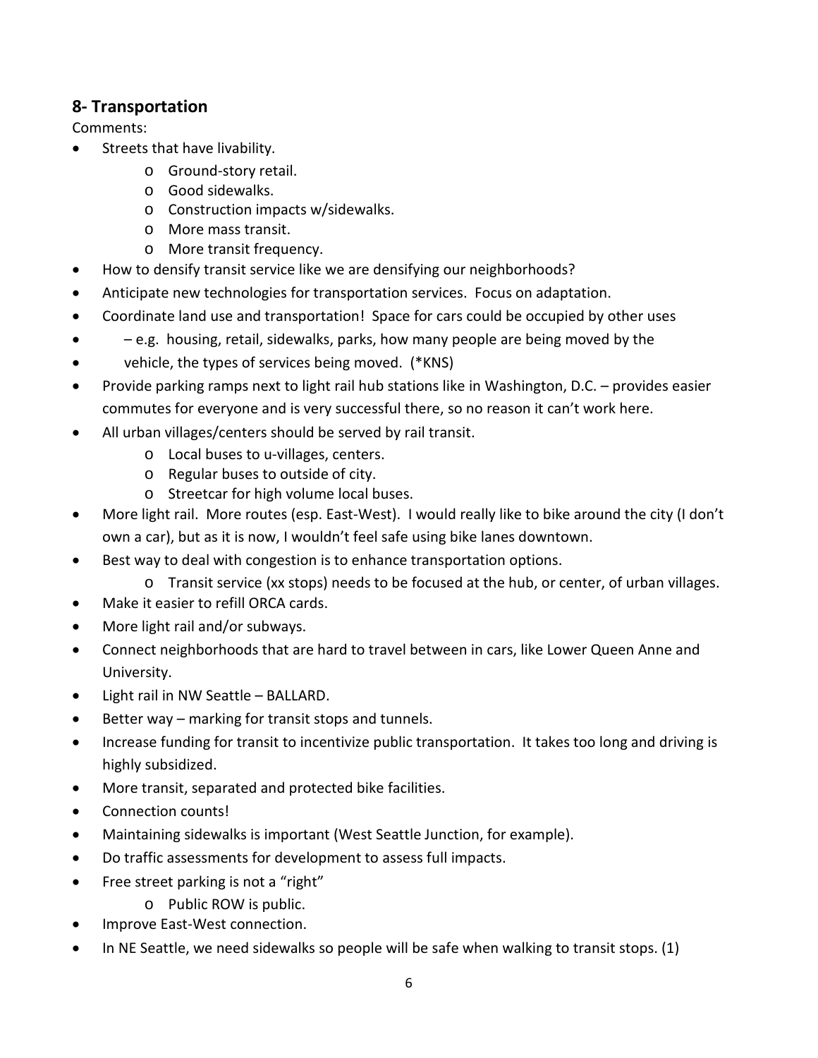## 8- Transportation

Comments:

- Streets that have livability.
  - Ground-story retail.
  - Good sidewalks.
  - Construction impacts w/sidewalks.
  - More mass transit.
  - More transit frequency.
- How to densify transit service like we are densifying our neighborhoods?
- Anticipate new technologies for transportation services. Focus on adaptation.
- Coordinate land use and transportation! Space for cars could be occupied by other uses
- – e.g. housing, retail, sidewalks, parks, how many people are being moved by the
- vehicle, the types of services being moved. (*KNS)
- Provide parking ramps next to light rail hub stations like in Washington, D.C. – provides easier commutes for everyone and is very successful there, so no reason it can't work here.
- All urban villages/centers should be served by rail transit.
  - Local buses to u-villages, centers.
  - Regular buses to outside of city.
  - Streetcar for high volume local buses.
- More light rail. More routes (esp. East-West). I would really like to bike around the city (I don't own a car), but as it is now, I wouldn't feel safe using bike lanes downtown.
- Best way to deal with congestion is to enhance transportation options.
  - Transit service (xx stops) needs to be focused at the hub, or center, of urban villages.
- Make it easier to refill ORCA cards.
- More light rail and/or subways.
- Connect neighborhoods that are hard to travel between in cars, like Lower Queen Anne and University.
- Light rail in NW Seattle – BALLARD.
- Better way – marking for transit stops and tunnels.
- Increase funding for transit to incentivize public transportation. It takes too long and driving is highly subsidized.
- More transit, separated and protected bike facilities.
- Connection counts!
- Maintaining sidewalks is important (West Seattle Junction, for example).
- Do traffic assessments for development to assess full impacts.
- Free street parking is not a "right"
  - Public ROW is public.
- Improve East-West connection.
- In NE Seattle, we need sidewalks so people will be safe when walking to transit stops. (1)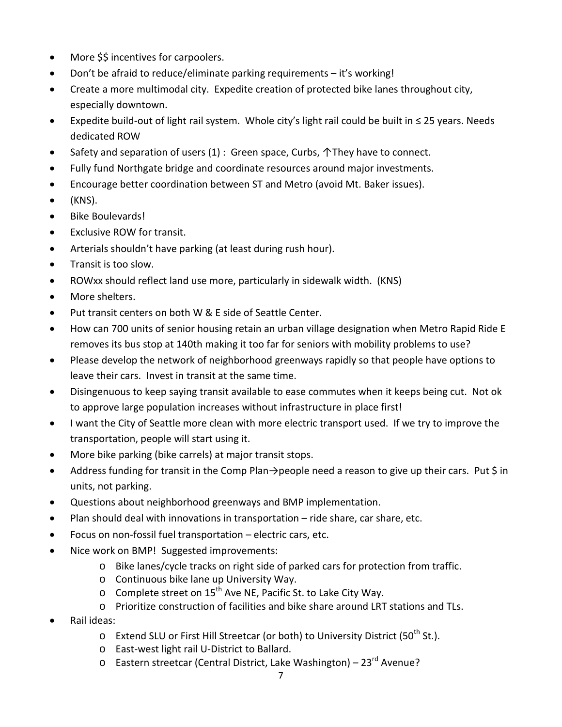- More $$ incentives for carpoolers.
- Don't be afraid to reduce/eliminate parking requirements – it's working!
- Create a more multimodal city. Expedite creation of protected bike lanes throughout city, especially downtown.
- Expedite build-out of light rail system. Whole city's light rail could be built in ≤ 25 years. Needs dedicated ROW
- Safety and separation of users (1) : Green space, Curbs, ↑They have to connect.
- Fully fund Northgate bridge and coordinate resources around major investments.
- Encourage better coordination between ST and Metro (avoid Mt. Baker issues).
- (KNS).
- Bike Boulevards!
- Exclusive ROW for transit.
- Arterials shouldn't have parking (at least during rush hour).
- Transit is too slow.
- ROWxx should reflect land use more, particularly in sidewalk width. (KNS)
- More shelters.
- Put transit centers on both W & E side of Seattle Center.
- How can 700 units of senior housing retain an urban village designation when Metro Rapid Ride E removes its bus stop at 140th making it too far for seniors with mobility problems to use?
- Please develop the network of neighborhood greenways rapidly so that people have options to leave their cars. Invest in transit at the same time.
- Disingenuous to keep saying transit available to ease commutes when it keeps being cut. Not ok to approve large population increases without infrastructure in place first!
- I want the City of Seattle more clean with more electric transport used. If we try to improve the transportation, people will start using it.
- More bike parking (bike carrels) at major transit stops.
- Address funding for transit in the Comp Plan→people need a reason to give up their cars. Put $ in units, not parking.
- Questions about neighborhood greenways and BMP implementation.
- Plan should deal with innovations in transportation – ride share, car share, etc.
- Focus on non-fossil fuel transportation – electric cars, etc.
- Nice work on BMP! Suggested improvements:
  - Bike lanes/cycle tracks on right side of parked cars for protection from traffic.
  - Continuous bike lane up University Way.
  - Complete street on 15th Ave NE, Pacific St. to Lake City Way.
  - Prioritize construction of facilities and bike share around LRT stations and TLs.
- Rail ideas:
  - Extend SLU or First Hill Streetcar (or both) to University District (50th St.).
  - East-west light rail U-District to Ballard.
  - Eastern streetcar (Central District, Lake Washington) – 23rd Avenue?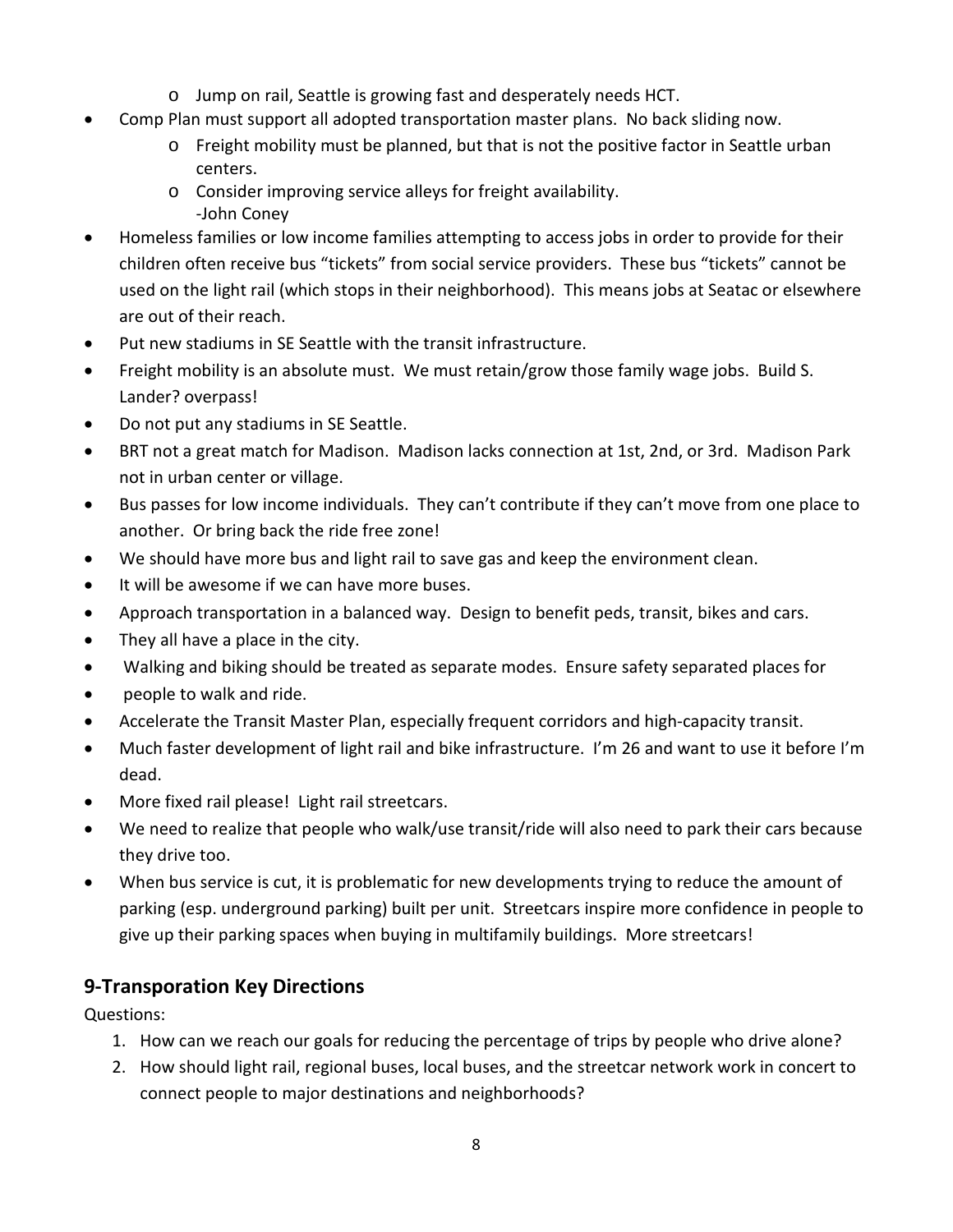- Jump on rail, Seattle is growing fast and desperately needs HCT.
- Comp Plan must support all adopted transportation master plans. No back sliding now.
  - Freight mobility must be planned, but that is not the positive factor in Seattle urban centers.
  - Consider improving service alleys for freight availability.
    -John Coney
- Homeless families or low income families attempting to access jobs in order to provide for their children often receive bus "tickets" from social service providers. These bus "tickets" cannot be used on the light rail (which stops in their neighborhood). This means jobs at Seatac or elsewhere are out of their reach.
- Put new stadiums in SE Seattle with the transit infrastructure.
- Freight mobility is an absolute must. We must retain/grow those family wage jobs. Build S. Lander? overpass!
- Do not put any stadiums in SE Seattle.
- BRT not a great match for Madison. Madison lacks connection at 1st, 2nd, or 3rd. Madison Park not in urban center or village.
- Bus passes for low income individuals. They can't contribute if they can't move from one place to another. Or bring back the ride free zone!
- We should have more bus and light rail to save gas and keep the environment clean.
- It will be awesome if we can have more buses.
- Approach transportation in a balanced way. Design to benefit peds, transit, bikes and cars.
- They all have a place in the city.
- Walking and biking should be treated as separate modes. Ensure safety separated places for
- people to walk and ride.
- Accelerate the Transit Master Plan, especially frequent corridors and high-capacity transit.
- Much faster development of light rail and bike infrastructure. I'm 26 and want to use it before I'm dead.
- More fixed rail please! Light rail streetcars.
- We need to realize that people who walk/use transit/ride will also need to park their cars because they drive too.
- When bus service is cut, it is problematic for new developments trying to reduce the amount of parking (esp. underground parking) built per unit. Streetcars inspire more confidence in people to give up their parking spaces when buying in multifamily buildings. More streetcars!

## 9-Transporation Key Directions

Questions:

1. How can we reach our goals for reducing the percentage of trips by people who drive alone?
2. How should light rail, regional buses, local buses, and the streetcar network work in concert to connect people to major destinations and neighborhoods?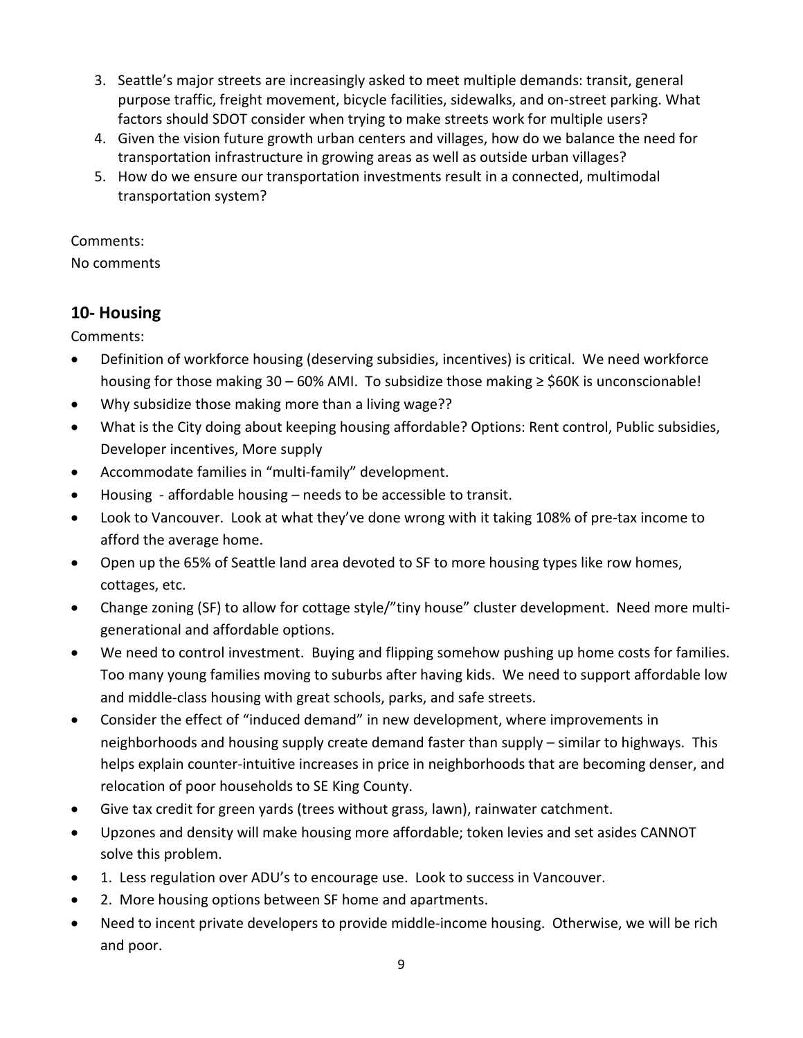3. Seattle's major streets are increasingly asked to meet multiple demands: transit, general purpose traffic, freight movement, bicycle facilities, sidewalks, and on-street parking. What factors should SDOT consider when trying to make streets work for multiple users?
4. Given the vision future growth urban centers and villages, how do we balance the need for transportation infrastructure in growing areas as well as outside urban villages?
5. How do we ensure our transportation investments result in a connected, multimodal transportation system?

Comments:
No comments

## 10- Housing

Comments:

- Definition of workforce housing (deserving subsidies, incentives) is critical. We need workforce housing for those making 30 – 60% AMI. To subsidize those making ≥ $60K is unconscionable!
- Why subsidize those making more than a living wage??
- What is the City doing about keeping housing affordable? Options: Rent control, Public subsidies, Developer incentives, More supply
- Accommodate families in "multi-family" development.
- Housing - affordable housing – needs to be accessible to transit.
- Look to Vancouver. Look at what they've done wrong with it taking 108% of pre-tax income to afford the average home.
- Open up the 65% of Seattle land area devoted to SF to more housing types like row homes, cottages, etc.
- Change zoning (SF) to allow for cottage style/"tiny house" cluster development. Need more multi-generational and affordable options.
- We need to control investment. Buying and flipping somehow pushing up home costs for families. Too many young families moving to suburbs after having kids. We need to support affordable low and middle-class housing with great schools, parks, and safe streets.
- Consider the effect of "induced demand" in new development, where improvements in neighborhoods and housing supply create demand faster than supply – similar to highways. This helps explain counter-intuitive increases in price in neighborhoods that are becoming denser, and relocation of poor households to SE King County.
- Give tax credit for green yards (trees without grass, lawn), rainwater catchment.
- Upzones and density will make housing more affordable; token levies and set asides CANNOT solve this problem.
- 1. Less regulation over ADU's to encourage use. Look to success in Vancouver.
- 2. More housing options between SF home and apartments.
- Need to incent private developers to provide middle-income housing. Otherwise, we will be rich and poor.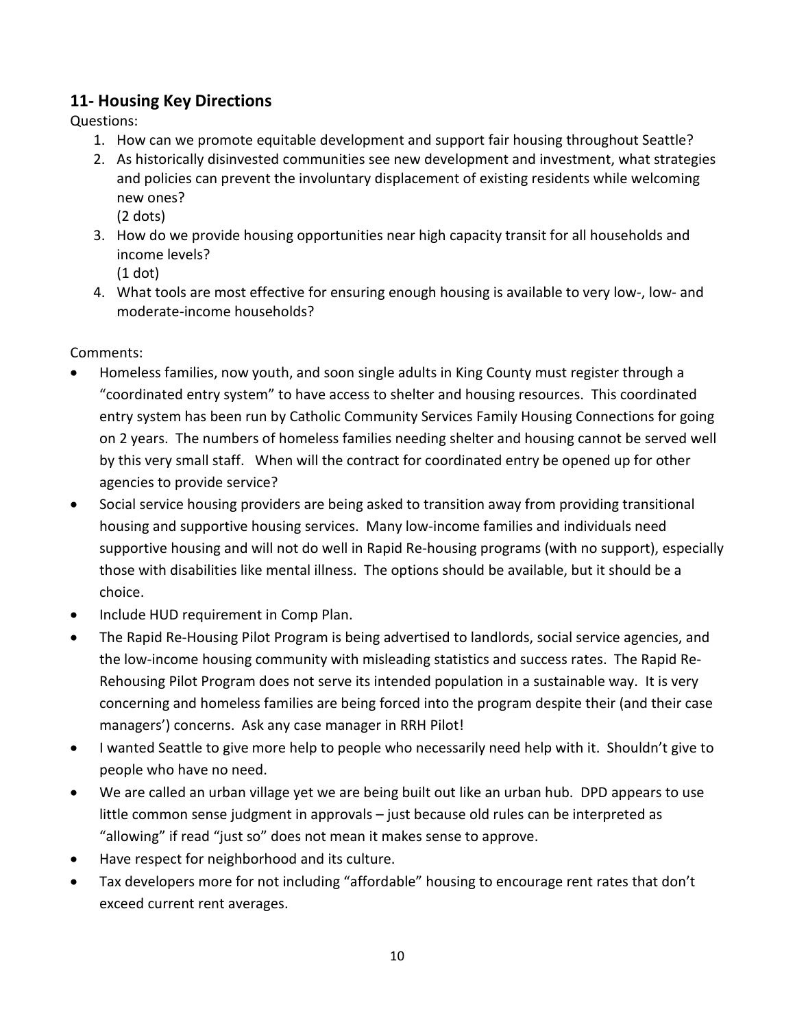## 11- Housing Key Directions

Questions:

1. How can we promote equitable development and support fair housing throughout Seattle?
2. As historically disinvested communities see new development and investment, what strategies and policies can prevent the involuntary displacement of existing residents while welcoming new ones?
   (2 dots)
3. How do we provide housing opportunities near high capacity transit for all households and income levels?
   (1 dot)
4. What tools are most effective for ensuring enough housing is available to very low-, low- and moderate-income households?

Comments:

- Homeless families, now youth, and soon single adults in King County must register through a "coordinated entry system" to have access to shelter and housing resources. This coordinated entry system has been run by Catholic Community Services Family Housing Connections for going on 2 years. The numbers of homeless families needing shelter and housing cannot be served well by this very small staff. When will the contract for coordinated entry be opened up for other agencies to provide service?
- Social service housing providers are being asked to transition away from providing transitional housing and supportive housing services. Many low-income families and individuals need supportive housing and will not do well in Rapid Re-housing programs (with no support), especially those with disabilities like mental illness. The options should be available, but it should be a choice.
- Include HUD requirement in Comp Plan.
- The Rapid Re-Housing Pilot Program is being advertised to landlords, social service agencies, and the low-income housing community with misleading statistics and success rates. The Rapid Re-Rehousing Pilot Program does not serve its intended population in a sustainable way. It is very concerning and homeless families are being forced into the program despite their (and their case managers') concerns. Ask any case manager in RRH Pilot!
- I wanted Seattle to give more help to people who necessarily need help with it. Shouldn't give to people who have no need.
- We are called an urban village yet we are being built out like an urban hub. DPD appears to use little common sense judgment in approvals – just because old rules can be interpreted as "allowing" if read "just so" does not mean it makes sense to approve.
- Have respect for neighborhood and its culture.
- Tax developers more for not including "affordable" housing to encourage rent rates that don't exceed current rent averages.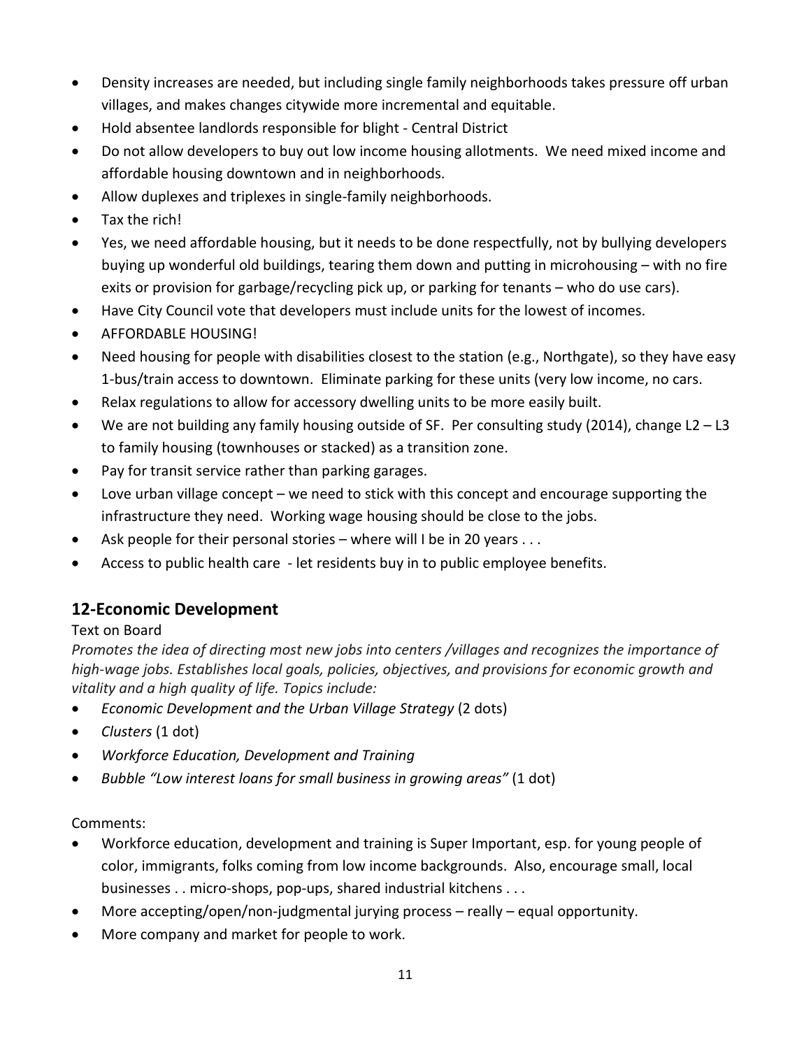- Density increases are needed, but including single family neighborhoods takes pressure off urban villages, and makes changes citywide more incremental and equitable.
- Hold absentee landlords responsible for blight - Central District
- Do not allow developers to buy out low income housing allotments. We need mixed income and affordable housing downtown and in neighborhoods.
- Allow duplexes and triplexes in single-family neighborhoods.
- Tax the rich!
- Yes, we need affordable housing, but it needs to be done respectfully, not by bullying developers buying up wonderful old buildings, tearing them down and putting in microhousing – with no fire exits or provision for garbage/recycling pick up, or parking for tenants – who do use cars).
- Have City Council vote that developers must include units for the lowest of incomes.
- AFFORDABLE HOUSING!
- Need housing for people with disabilities closest to the station (e.g., Northgate), so they have easy 1-bus/train access to downtown. Eliminate parking for these units (very low income, no cars.
- Relax regulations to allow for accessory dwelling units to be more easily built.
- We are not building any family housing outside of SF. Per consulting study (2014), change L2 – L3 to family housing (townhouses or stacked) as a transition zone.
- Pay for transit service rather than parking garages.
- Love urban village concept – we need to stick with this concept and encourage supporting the infrastructure they need. Working wage housing should be close to the jobs.
- Ask people for their personal stories – where will I be in 20 years . . .
- Access to public health care - let residents buy in to public employee benefits.

## 12-Economic Development

Text on Board

*Promotes the idea of directing most new jobs into centers /villages and recognizes the importance of high-wage jobs. Establishes local goals, policies, objectives, and provisions for economic growth and vitality and a high quality of life. Topics include:*

- *Economic Development and the Urban Village Strategy* (2 dots)
- *Clusters* (1 dot)
- *Workforce Education, Development and Training*
- *Bubble "Low interest loans for small business in growing areas"* (1 dot)

Comments:

- Workforce education, development and training is Super Important, esp. for young people of color, immigrants, folks coming from low income backgrounds. Also, encourage small, local businesses . . micro-shops, pop-ups, shared industrial kitchens . . .
- More accepting/open/non-judgmental jurying process – really – equal opportunity.
- More company and market for people to work.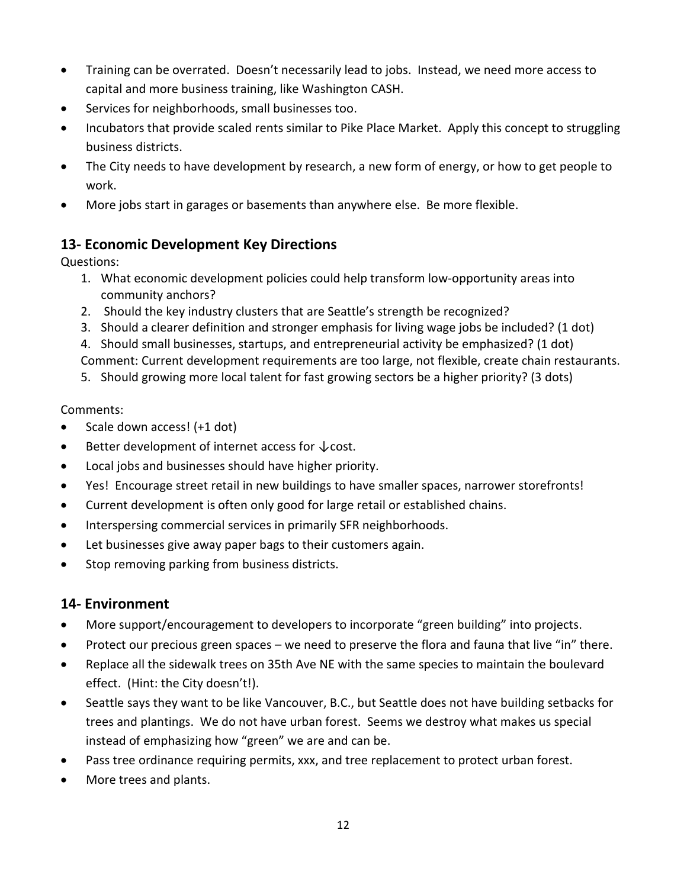- Training can be overrated. Doesn't necessarily lead to jobs. Instead, we need more access to capital and more business training, like Washington CASH.
- Services for neighborhoods, small businesses too.
- Incubators that provide scaled rents similar to Pike Place Market. Apply this concept to struggling business districts.
- The City needs to have development by research, a new form of energy, or how to get people to work.
- More jobs start in garages or basements than anywhere else. Be more flexible.

## 13- Economic Development Key Directions

Questions:

1. What economic development policies could help transform low-opportunity areas into community anchors?
2. Should the key industry clusters that are Seattle's strength be recognized?
3. Should a clearer definition and stronger emphasis for living wage jobs be included? (1 dot)
4. Should small businesses, startups, and entrepreneurial activity be emphasized? (1 dot)
   Comment: Current development requirements are too large, not flexible, create chain restaurants.
5. Should growing more local talent for fast growing sectors be a higher priority? (3 dots)

Comments:

- Scale down access! (+1 dot)
- Better development of internet access for ↓cost.
- Local jobs and businesses should have higher priority.
- Yes! Encourage street retail in new buildings to have smaller spaces, narrower storefronts!
- Current development is often only good for large retail or established chains.
- Interspersing commercial services in primarily SFR neighborhoods.
- Let businesses give away paper bags to their customers again.
- Stop removing parking from business districts.

## 14- Environment

- More support/encouragement to developers to incorporate "green building" into projects.
- Protect our precious green spaces – we need to preserve the flora and fauna that live "in" there.
- Replace all the sidewalk trees on 35th Ave NE with the same species to maintain the boulevard effect. (Hint: the City doesn't!).
- Seattle says they want to be like Vancouver, B.C., but Seattle does not have building setbacks for trees and plantings. We do not have urban forest. Seems we destroy what makes us special instead of emphasizing how "green" we are and can be.
- Pass tree ordinance requiring permits, xxx, and tree replacement to protect urban forest.
- More trees and plants.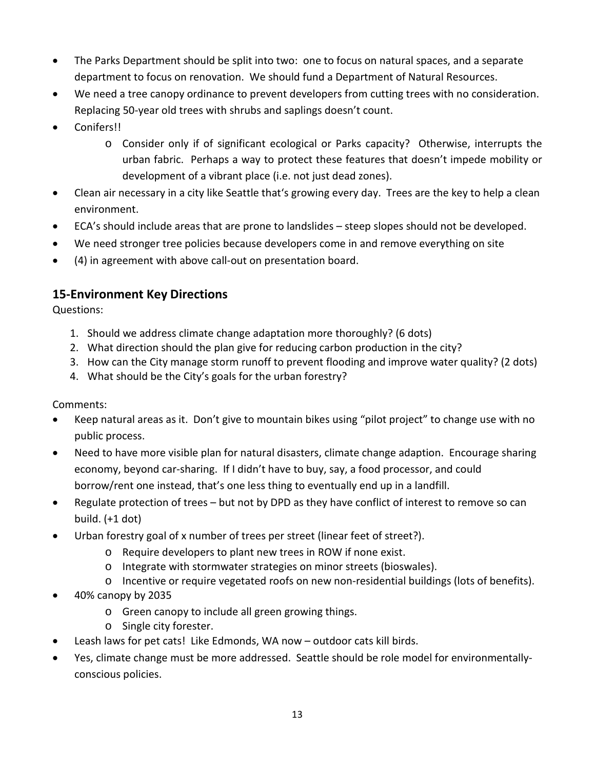- The Parks Department should be split into two: one to focus on natural spaces, and a separate department to focus on renovation. We should fund a Department of Natural Resources.
- We need a tree canopy ordinance to prevent developers from cutting trees with no consideration. Replacing 50-year old trees with shrubs and saplings doesn't count.
- Conifers!!
    - Consider only if of significant ecological or Parks capacity? Otherwise, interrupts the urban fabric. Perhaps a way to protect these features that doesn't impede mobility or development of a vibrant place (i.e. not just dead zones).
- Clean air necessary in a city like Seattle that's growing every day. Trees are the key to help a clean environment.
- ECA's should include areas that are prone to landslides – steep slopes should not be developed.
- We need stronger tree policies because developers come in and remove everything on site
- (4) in agreement with above call-out on presentation board.

## 15-Environment Key Directions

Questions:

1. Should we address climate change adaptation more thoroughly? (6 dots)
2. What direction should the plan give for reducing carbon production in the city?
3. How can the City manage storm runoff to prevent flooding and improve water quality? (2 dots)
4. What should be the City's goals for the urban forestry?

Comments:

- Keep natural areas as it. Don't give to mountain bikes using "pilot project" to change use with no public process.
- Need to have more visible plan for natural disasters, climate change adaption. Encourage sharing economy, beyond car-sharing. If I didn't have to buy, say, a food processor, and could borrow/rent one instead, that's one less thing to eventually end up in a landfill.
- Regulate protection of trees – but not by DPD as they have conflict of interest to remove so can build. (+1 dot)
- Urban forestry goal of x number of trees per street (linear feet of street?).
    - Require developers to plant new trees in ROW if none exist.
    - Integrate with stormwater strategies on minor streets (bioswales).
    - Incentive or require vegetated roofs on new non-residential buildings (lots of benefits).
- 40% canopy by 2035
    - Green canopy to include all green growing things.
    - Single city forester.
- Leash laws for pet cats! Like Edmonds, WA now – outdoor cats kill birds.
- Yes, climate change must be more addressed. Seattle should be role model for environmentally-conscious policies.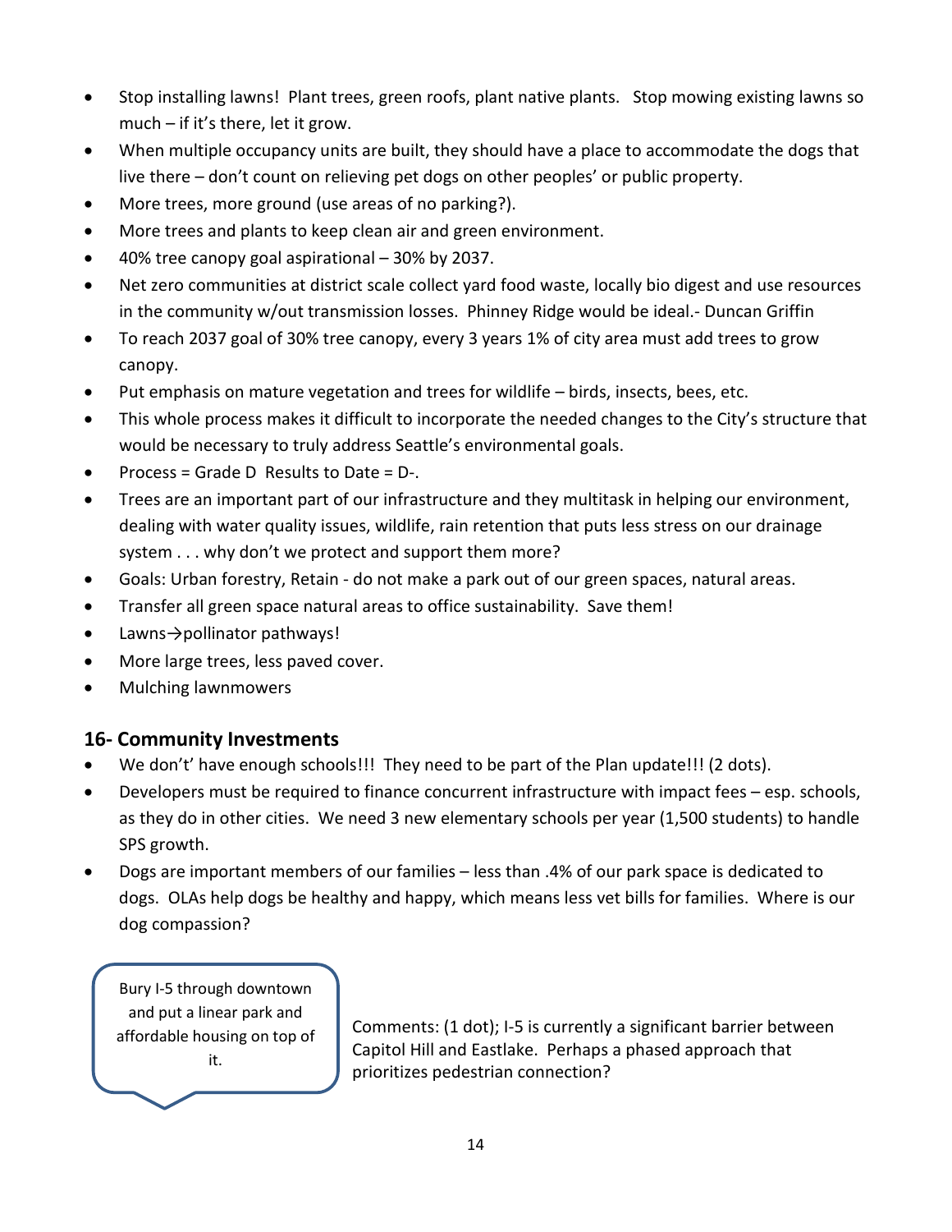- Stop installing lawns! Plant trees, green roofs, plant native plants. Stop mowing existing lawns so much – if it's there, let it grow.
- When multiple occupancy units are built, they should have a place to accommodate the dogs that live there – don't count on relieving pet dogs on other peoples' or public property.
- More trees, more ground (use areas of no parking?).
- More trees and plants to keep clean air and green environment.
- 40% tree canopy goal aspirational – 30% by 2037.
- Net zero communities at district scale collect yard food waste, locally bio digest and use resources in the community w/out transmission losses. Phinney Ridge would be ideal.- Duncan Griffin
- To reach 2037 goal of 30% tree canopy, every 3 years 1% of city area must add trees to grow canopy.
- Put emphasis on mature vegetation and trees for wildlife – birds, insects, bees, etc.
- This whole process makes it difficult to incorporate the needed changes to the City's structure that would be necessary to truly address Seattle's environmental goals.
- Process = Grade D Results to Date = D-.
- Trees are an important part of our infrastructure and they multitask in helping our environment, dealing with water quality issues, wildlife, rain retention that puts less stress on our drainage system . . . why don't we protect and support them more?
- Goals: Urban forestry, Retain - do not make a park out of our green spaces, natural areas.
- Transfer all green space natural areas to office sustainability. Save them!
- Lawns→pollinator pathways!
- More large trees, less paved cover.
- Mulching lawnmowers

## 16- Community Investments

- We don't' have enough schools!!! They need to be part of the Plan update!!! (2 dots).
- Developers must be required to finance concurrent infrastructure with impact fees – esp. schools, as they do in other cities. We need 3 new elementary schools per year (1,500 students) to handle SPS growth.
- Dogs are important members of our families – less than .4% of our park space is dedicated to dogs. OLAs help dogs be healthy and happy, which means less vet bills for families. Where is our dog compassion?

Bury I-5 through downtown and put a linear park and affordable housing on top of it.

Comments: (1 dot); I-5 is currently a significant barrier between Capitol Hill and Eastlake. Perhaps a phased approach that prioritizes pedestrian connection?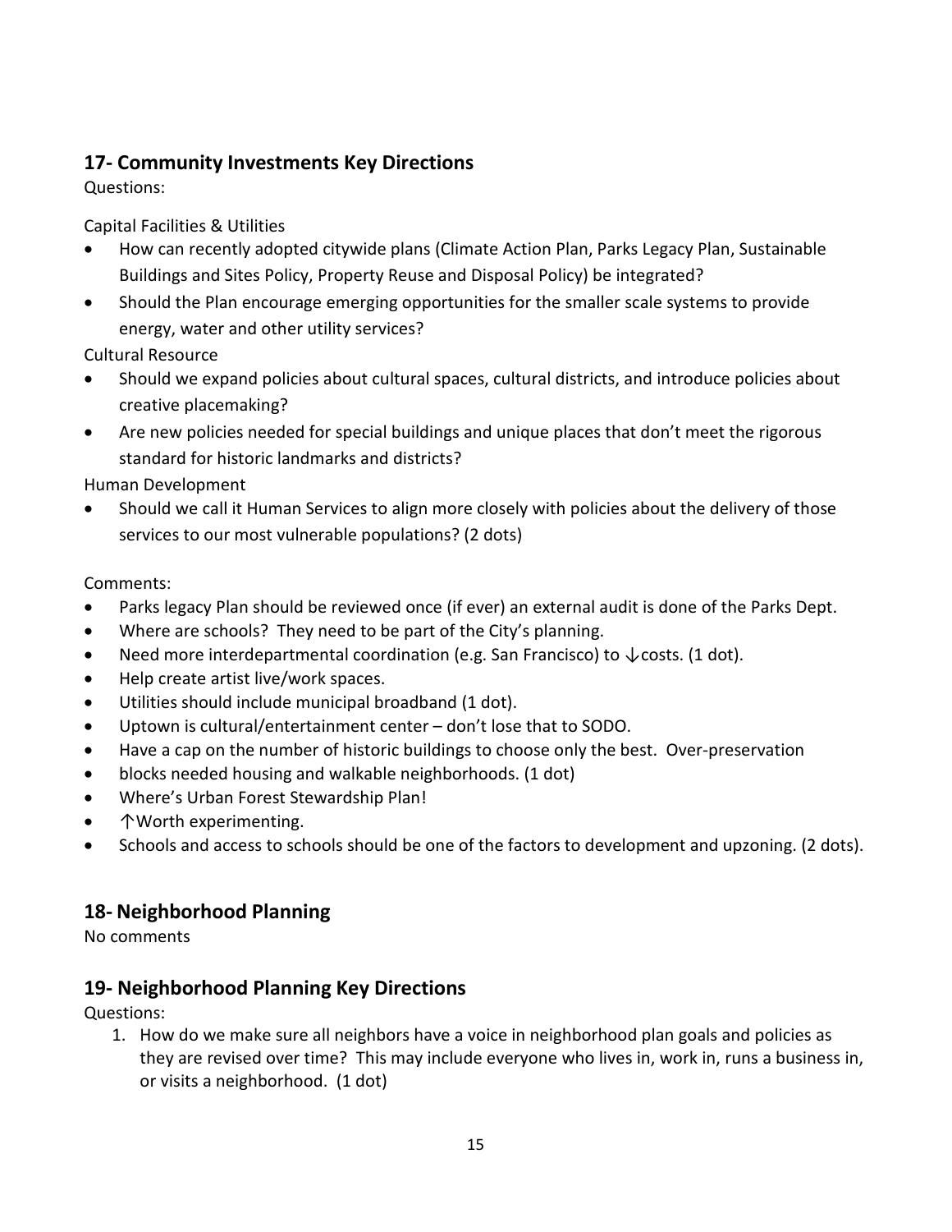## 17- Community Investments Key Directions

Questions:

Capital Facilities & Utilities

- How can recently adopted citywide plans (Climate Action Plan, Parks Legacy Plan, Sustainable Buildings and Sites Policy, Property Reuse and Disposal Policy) be integrated?
- Should the Plan encourage emerging opportunities for the smaller scale systems to provide energy, water and other utility services?

Cultural Resource

- Should we expand policies about cultural spaces, cultural districts, and introduce policies about creative placemaking?
- Are new policies needed for special buildings and unique places that don't meet the rigorous standard for historic landmarks and districts?

Human Development

- Should we call it Human Services to align more closely with policies about the delivery of those services to our most vulnerable populations? (2 dots)

Comments:

- Parks legacy Plan should be reviewed once (if ever) an external audit is done of the Parks Dept.
- Where are schools? They need to be part of the City's planning.
- Need more interdepartmental coordination (e.g. San Francisco) to ↓costs. (1 dot).
- Help create artist live/work spaces.
- Utilities should include municipal broadband (1 dot).
- Uptown is cultural/entertainment center – don't lose that to SODO.
- Have a cap on the number of historic buildings to choose only the best. Over-preservation
- blocks needed housing and walkable neighborhoods. (1 dot)
- Where's Urban Forest Stewardship Plan!
- ↑Worth experimenting.
- Schools and access to schools should be one of the factors to development and upzoning. (2 dots).

## 18- Neighborhood Planning

No comments

## 19- Neighborhood Planning Key Directions

Questions:

1. How do we make sure all neighbors have a voice in neighborhood plan goals and policies as they are revised over time? This may include everyone who lives in, work in, runs a business in, or visits a neighborhood. (1 dot)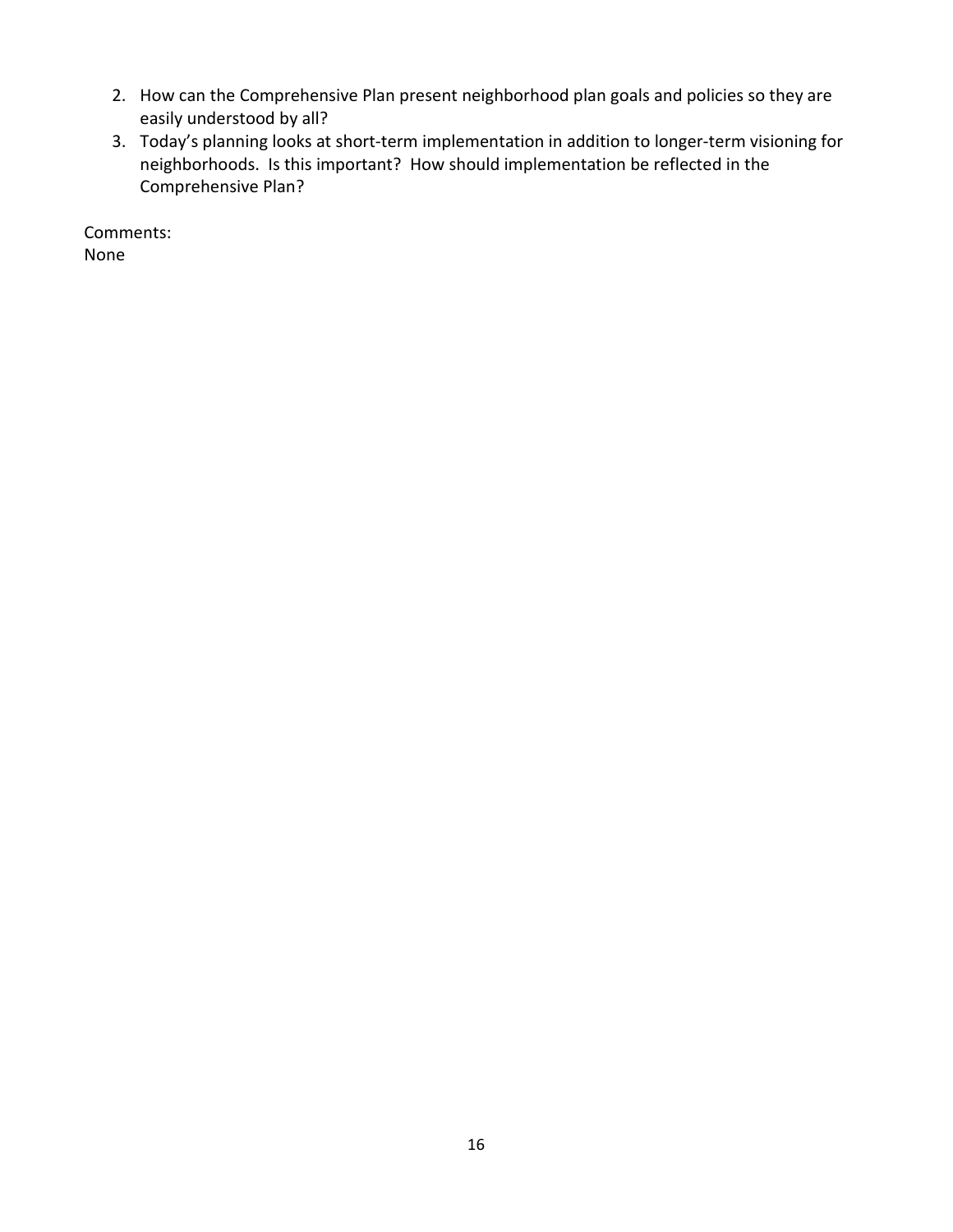2. How can the Comprehensive Plan present neighborhood plan goals and policies so they are easily understood by all?
3. Today's planning looks at short-term implementation in addition to longer-term visioning for neighborhoods. Is this important? How should implementation be reflected in the Comprehensive Plan?

Comments:
None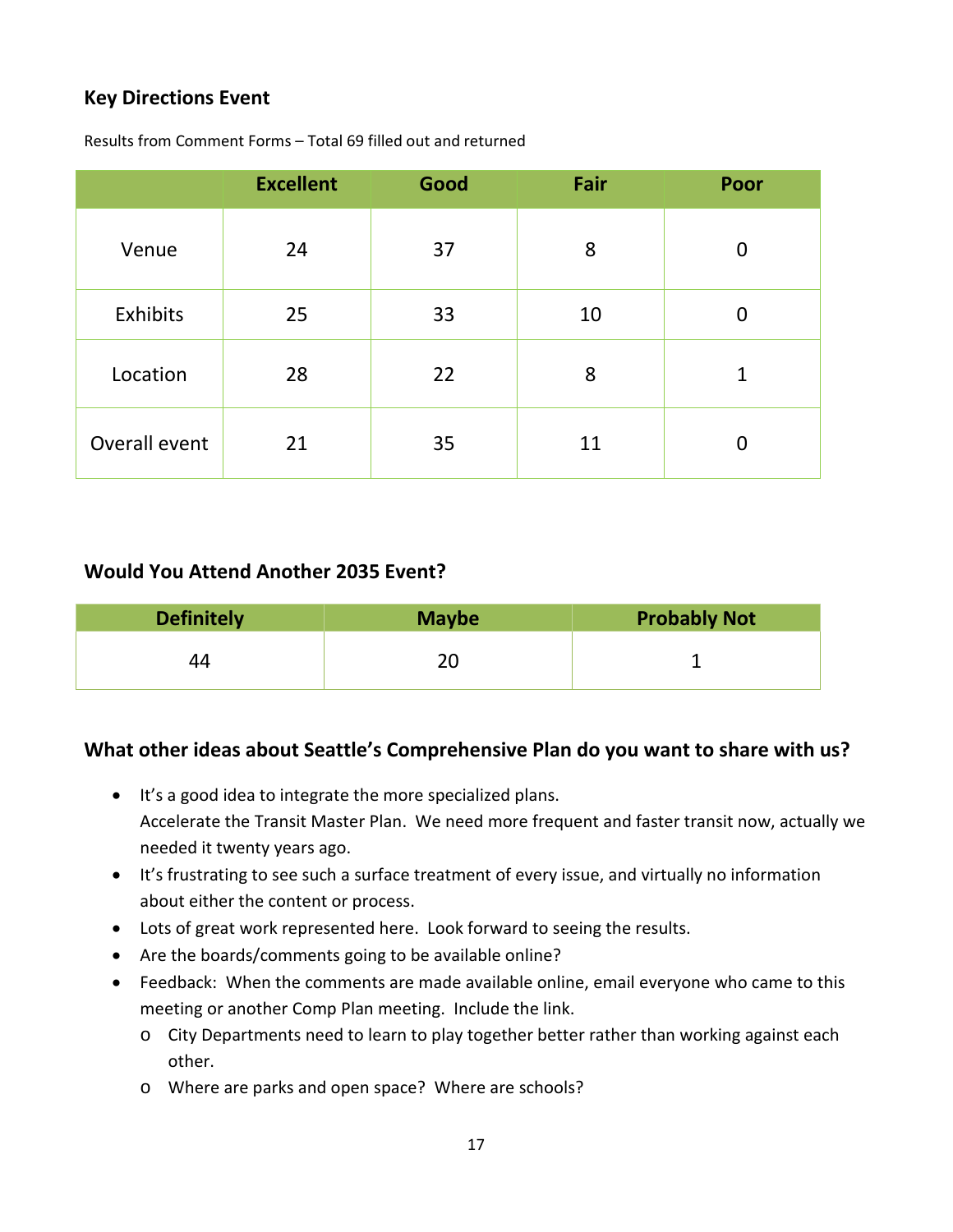### Key Directions Event

Results from Comment Forms – Total 69 filled out and returned

| | Excellent | Good | Fair | Poor |
|---|---|---|---|---|
| Venue | 24 | 37 | 8 | 0 |
| Exhibits | 25 | 33 | 10 | 0 |
| Location | 28 | 22 | 8 | 1 |
| Overall event | 21 | 35 | 11 | 0 |

### Would You Attend Another 2035 Event?

| Definitely | Maybe | Probably Not |
|---|---|---|
| 44 | 20 | 1 |

### What other ideas about Seattle's Comprehensive Plan do you want to share with us?

- It's a good idea to integrate the more specialized plans.
  Accelerate the Transit Master Plan. We need more frequent and faster transit now, actually we needed it twenty years ago.
- It's frustrating to see such a surface treatment of every issue, and virtually no information about either the content or process.
- Lots of great work represented here. Look forward to seeing the results.
- Are the boards/comments going to be available online?
- Feedback: When the comments are made available online, email everyone who came to this meeting or another Comp Plan meeting. Include the link.
  - City Departments need to learn to play together better rather than working against each other.
  - Where are parks and open space? Where are schools?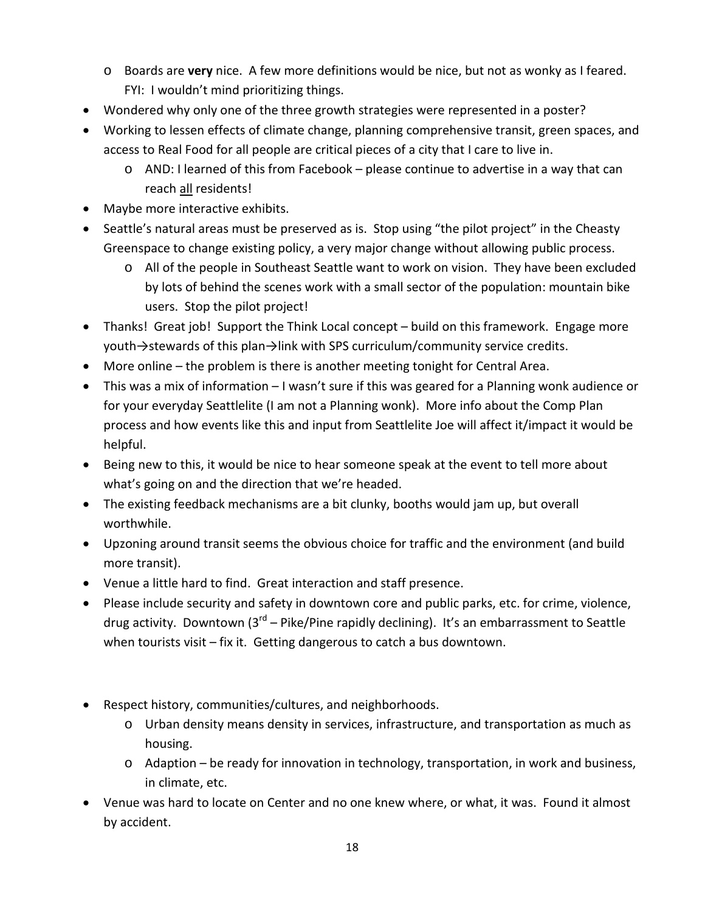- Boards are **very** nice. A few more definitions would be nice, but not as wonky as I feared. FYI: I wouldn't mind prioritizing things.
- Wondered why only one of the three growth strategies were represented in a poster?
- Working to lessen effects of climate change, planning comprehensive transit, green spaces, and access to Real Food for all people are critical pieces of a city that I care to live in.
  - AND: I learned of this from Facebook – please continue to advertise in a way that can reach all residents!
- Maybe more interactive exhibits.
- Seattle's natural areas must be preserved as is. Stop using "the pilot project" in the Cheasty Greenspace to change existing policy, a very major change without allowing public process.
  - All of the people in Southeast Seattle want to work on vision. They have been excluded by lots of behind the scenes work with a small sector of the population: mountain bike users. Stop the pilot project!
- Thanks! Great job! Support the Think Local concept – build on this framework. Engage more youth→stewards of this plan→link with SPS curriculum/community service credits.
- More online – the problem is there is another meeting tonight for Central Area.
- This was a mix of information – I wasn't sure if this was geared for a Planning wonk audience or for your everyday Seattlelite (I am not a Planning wonk). More info about the Comp Plan process and how events like this and input from Seattlelite Joe will affect it/impact it would be helpful.
- Being new to this, it would be nice to hear someone speak at the event to tell more about what's going on and the direction that we're headed.
- The existing feedback mechanisms are a bit clunky, booths would jam up, but overall worthwhile.
- Upzoning around transit seems the obvious choice for traffic and the environment (and build more transit).
- Venue a little hard to find. Great interaction and staff presence.
- Please include security and safety in downtown core and public parks, etc. for crime, violence, drug activity. Downtown (3rd – Pike/Pine rapidly declining). It's an embarrassment to Seattle when tourists visit – fix it. Getting dangerous to catch a bus downtown.

- Respect history, communities/cultures, and neighborhoods.
  - Urban density means density in services, infrastructure, and transportation as much as housing.
  - Adaption – be ready for innovation in technology, transportation, in work and business, in climate, etc.
- Venue was hard to locate on Center and no one knew where, or what, it was. Found it almost by accident.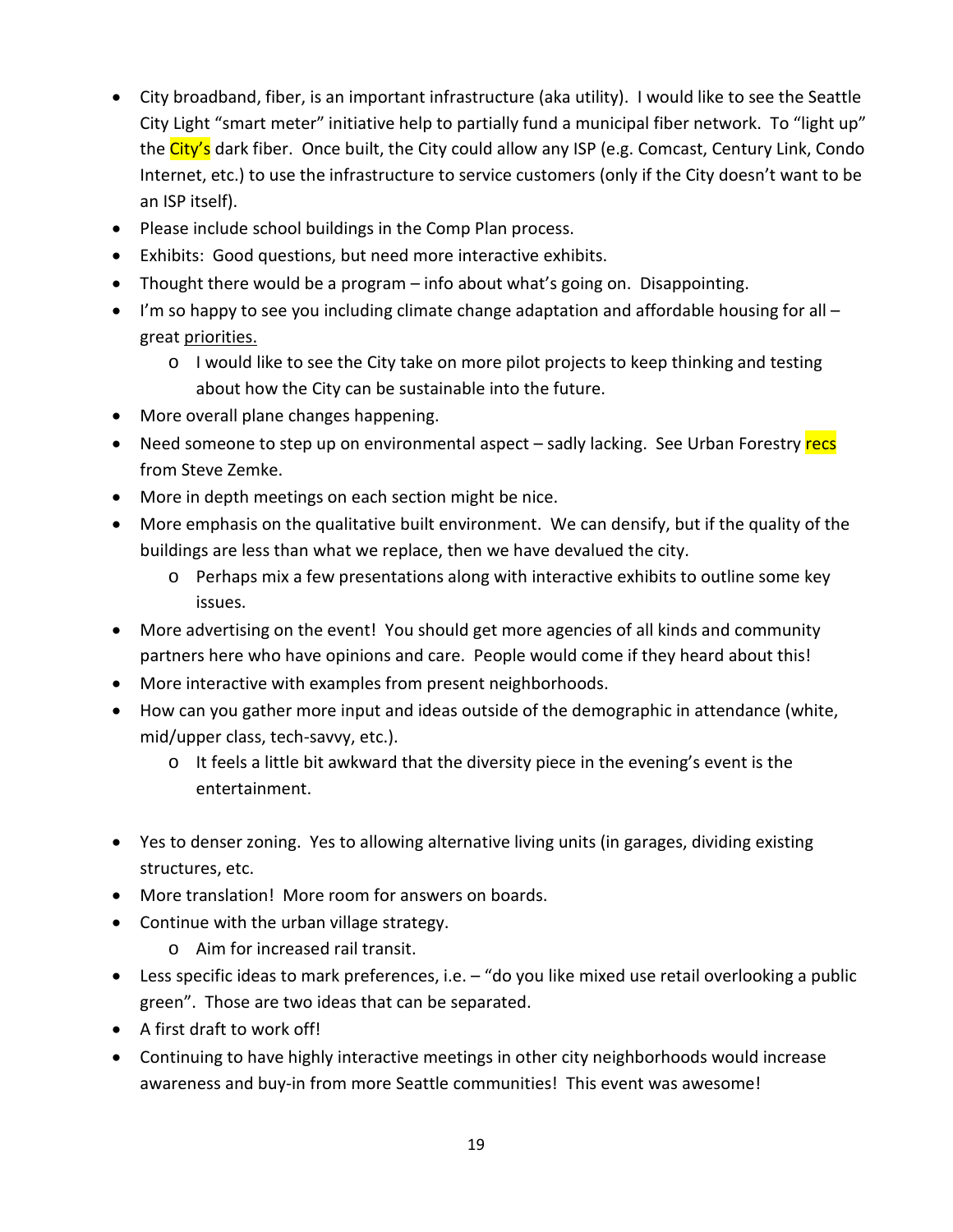- City broadband, fiber, is an important infrastructure (aka utility). I would like to see the Seattle City Light "smart meter" initiative help to partially fund a municipal fiber network. To "light up" the City's dark fiber. Once built, the City could allow any ISP (e.g. Comcast, Century Link, Condo Internet, etc.) to use the infrastructure to service customers (only if the City doesn't want to be an ISP itself).
- Please include school buildings in the Comp Plan process.
- Exhibits: Good questions, but need more interactive exhibits.
- Thought there would be a program – info about what's going on. Disappointing.
- I'm so happy to see you including climate change adaptation and affordable housing for all – great priorities.
  - I would like to see the City take on more pilot projects to keep thinking and testing about how the City can be sustainable into the future.
- More overall plane changes happening.
- Need someone to step up on environmental aspect – sadly lacking. See Urban Forestry recs from Steve Zemke.
- More in depth meetings on each section might be nice.
- More emphasis on the qualitative built environment. We can densify, but if the quality of the buildings are less than what we replace, then we have devalued the city.
  - Perhaps mix a few presentations along with interactive exhibits to outline some key issues.
- More advertising on the event! You should get more agencies of all kinds and community partners here who have opinions and care. People would come if they heard about this!
- More interactive with examples from present neighborhoods.
- How can you gather more input and ideas outside of the demographic in attendance (white, mid/upper class, tech-savvy, etc.).
  - It feels a little bit awkward that the diversity piece in the evening's event is the entertainment.
- Yes to denser zoning. Yes to allowing alternative living units (in garages, dividing existing structures, etc.
- More translation! More room for answers on boards.
- Continue with the urban village strategy.
  - Aim for increased rail transit.
- Less specific ideas to mark preferences, i.e. – "do you like mixed use retail overlooking a public green". Those are two ideas that can be separated.
- A first draft to work off!
- Continuing to have highly interactive meetings in other city neighborhoods would increase awareness and buy-in from more Seattle communities! This event was awesome!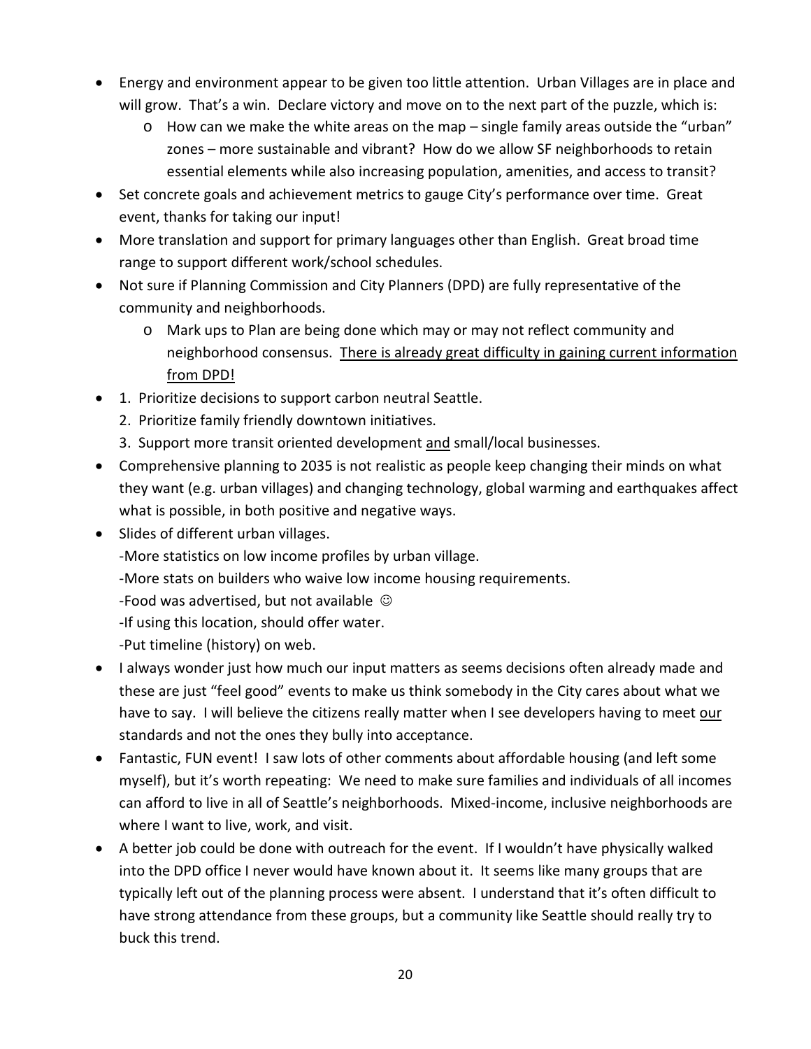- Energy and environment appear to be given too little attention. Urban Villages are in place and will grow. That's a win. Declare victory and move on to the next part of the puzzle, which is:
  - How can we make the white areas on the map – single family areas outside the "urban" zones – more sustainable and vibrant? How do we allow SF neighborhoods to retain essential elements while also increasing population, amenities, and access to transit?
- Set concrete goals and achievement metrics to gauge City's performance over time. Great event, thanks for taking our input!
- More translation and support for primary languages other than English. Great broad time range to support different work/school schedules.
- Not sure if Planning Commission and City Planners (DPD) are fully representative of the community and neighborhoods.
  - Mark ups to Plan are being done which may or may not reflect community and neighborhood consensus. <u>There is already great difficulty in gaining current information from DPD!</u>
- 1. Prioritize decisions to support carbon neutral Seattle.
  2. Prioritize family friendly downtown initiatives.
  3. Support more transit oriented development <u>and</u> small/local businesses.
- Comprehensive planning to 2035 is not realistic as people keep changing their minds on what they want (e.g. urban villages) and changing technology, global warming and earthquakes affect what is possible, in both positive and negative ways.
- Slides of different urban villages.
  -More statistics on low income profiles by urban village.
  -More stats on builders who waive low income housing requirements.
  -Food was advertised, but not available ☺
  -If using this location, should offer water.
  -Put timeline (history) on web.
- I always wonder just how much our input matters as seems decisions often already made and these are just "feel good" events to make us think somebody in the City cares about what we have to say. I will believe the citizens really matter when I see developers having to meet <u>our</u> standards and not the ones they bully into acceptance.
- Fantastic, FUN event! I saw lots of other comments about affordable housing (and left some myself), but it's worth repeating: We need to make sure families and individuals of all incomes can afford to live in all of Seattle's neighborhoods. Mixed-income, inclusive neighborhoods are where I want to live, work, and visit.
- A better job could be done with outreach for the event. If I wouldn't have physically walked into the DPD office I never would have known about it. It seems like many groups that are typically left out of the planning process were absent. I understand that it's often difficult to have strong attendance from these groups, but a community like Seattle should really try to buck this trend.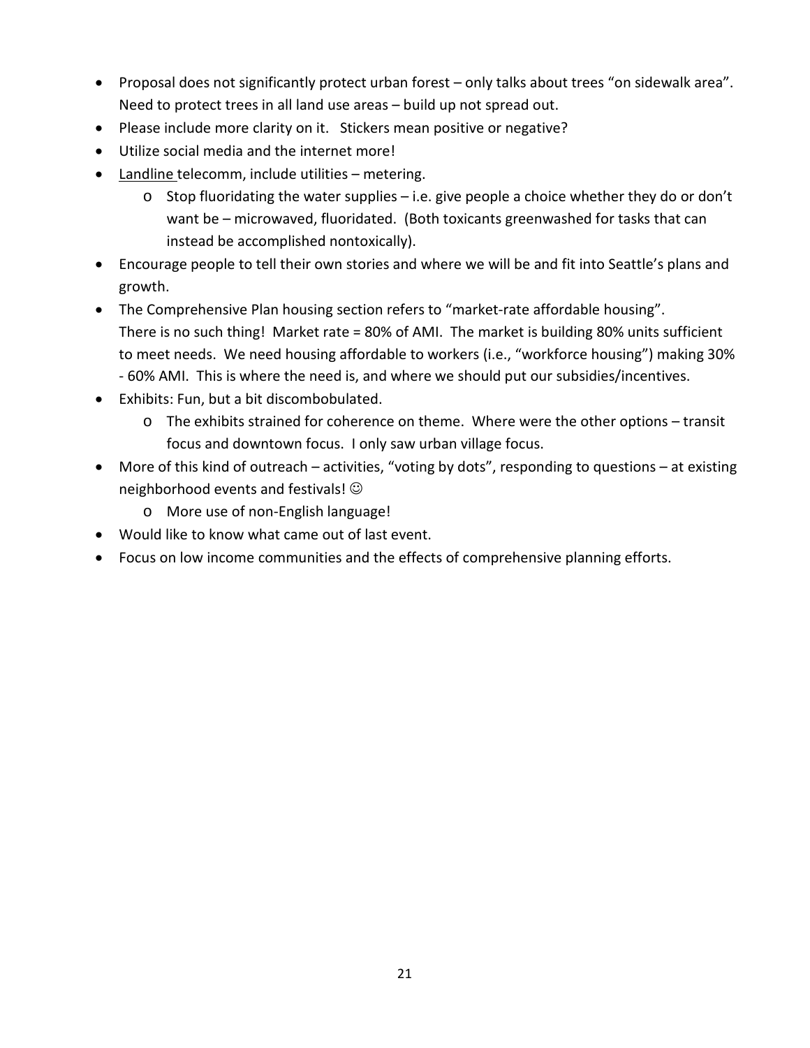- Proposal does not significantly protect urban forest – only talks about trees "on sidewalk area". Need to protect trees in all land use areas – build up not spread out.
- Please include more clarity on it. Stickers mean positive or negative?
- Utilize social media and the internet more!
- Landline telecomm, include utilities – metering.
    - Stop fluoridating the water supplies – i.e. give people a choice whether they do or don't want be – microwaved, fluoridated. (Both toxicants greenwashed for tasks that can instead be accomplished nontoxically).
- Encourage people to tell their own stories and where we will be and fit into Seattle's plans and growth.
- The Comprehensive Plan housing section refers to "market-rate affordable housing". There is no such thing! Market rate = 80% of AMI. The market is building 80% units sufficient to meet needs. We need housing affordable to workers (i.e., "workforce housing") making 30% - 60% AMI. This is where the need is, and where we should put our subsidies/incentives.
- Exhibits: Fun, but a bit discombobulated.
    - The exhibits strained for coherence on theme. Where were the other options – transit focus and downtown focus. I only saw urban village focus.
- More of this kind of outreach – activities, "voting by dots", responding to questions – at existing neighborhood events and festivals! ☺
    - More use of non-English language!
- Would like to know what came out of last event.
- Focus on low income communities and the effects of comprehensive planning efforts.